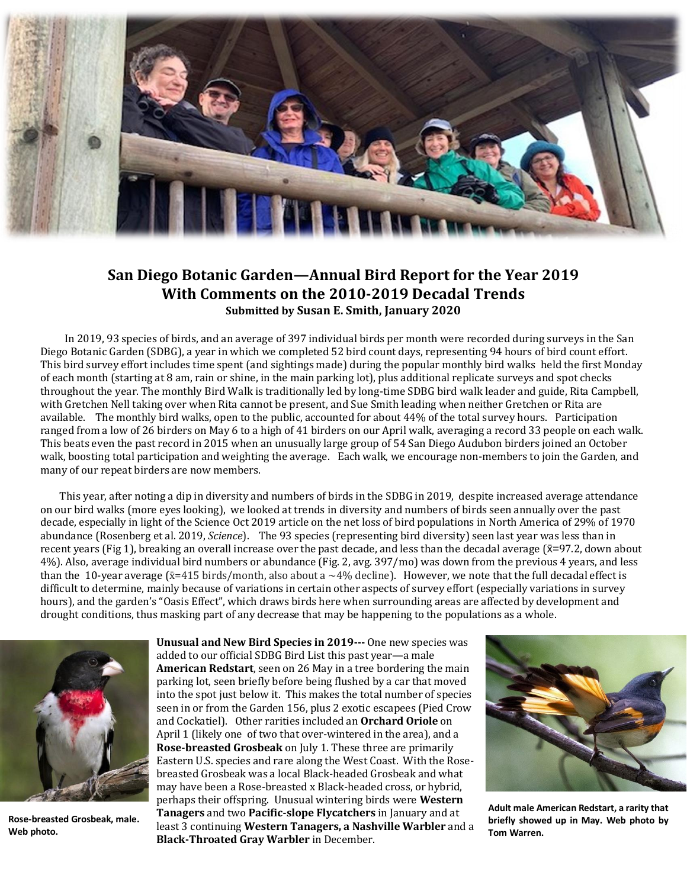# San Diego Botanic Garden—Annual Bird Report for the Year 2019
## With Comments on the 2010-2019 Decadal Trends
### Submitted by Susan E. Smith, January 2020

In 2019, 93 species of birds, and an average of 397 individual birds per month were recorded during surveys in the San Diego Botanic Garden (SDBG), a year in which we completed 52 bird count days, representing 94 hours of bird count effort. This bird survey effort includes time spent (and sightings made) during the popular monthly bird walks held the first Monday of each month (starting at 8 am, rain or shine, in the main parking lot), plus additional replicate surveys and spot checks throughout the year. The monthly Bird Walk is traditionally led by long-time SDBG bird walk leader and guide, Rita Campbell, with Gretchen Nell taking over when Rita cannot be present, and Sue Smith leading when neither Gretchen or Rita are available. The monthly bird walks, open to the public, accounted for about 44% of the total survey hours. Participation ranged from a low of 26 birders on May 6 to a high of 41 birders on our April walk, averaging a record 33 people on each walk. This beats even the past record in 2015 when an unusually large group of 54 San Diego Audubon birders joined an October walk, boosting total participation and weighting the average. Each walk, we encourage non-members to join the Garden, and many of our repeat birders are now members.

This year, after noting a dip in diversity and numbers of birds in the SDBG in 2019, despite increased average attendance on our bird walks (more eyes looking), we looked at trends in diversity and numbers of birds seen annually over the past decade, especially in light of the Science Oct 2019 article on the net loss of bird populations in North America of 29% of 1970 abundance (Rosenberg et al. 2019, *Science*). The 93 species (representing bird diversity) seen last year was less than in recent years (Fig 1), breaking an overall increase over the past decade, and less than the decadal average ($\bar{x}$=97.2, down about 4%). Also, average individual bird numbers or abundance (Fig. 2, avg. 397/mo) was down from the previous 4 years, and less than the 10-year average ($\bar{x}$=415 birds/month, also about a ~4% decline). However, we note that the full decadal effect is difficult to determine, mainly because of variations in certain other aspects of survey effort (especially variations in survey hours), and the garden's "Oasis Effect", which draws birds here when surrounding areas are affected by development and drought conditions, thus masking part of any decrease that may be happening to the populations as a whole.

**Unusual and New Bird Species in 2019---** One new species was added to our official SDBG Bird List this past year—a male **American Redstart**, seen on 26 May in a tree bordering the main parking lot, seen briefly before being flushed by a car that moved into the spot just below it. This makes the total number of species seen in or from the Garden 156, plus 2 exotic escapees (Pied Crow and Cockatiel). Other rarities included an **Orchard Oriole** on April 1 (likely one of two that over-wintered in the area), and a **Rose-breasted Grosbeak** on July 1. These three are primarily Eastern U.S. species and rare along the West Coast. With the Rose-breasted Grosbeak was a local Black-headed Grosbeak and what may have been a Rose-breasted x Black-headed cross, or hybrid, perhaps their offspring. Unusual wintering birds were **Western Tanagers** and two **Pacific-slope Flycatchers** in January and at least 3 continuing **Western Tanagers, a Nashville Warbler** and a **Black-Throated Gray Warbler** in December.

**Rose-breasted Grosbeak, male. Web photo.**

**Adult male American Redstart, a rarity that briefly showed up in May. Web photo by Tom Warren.**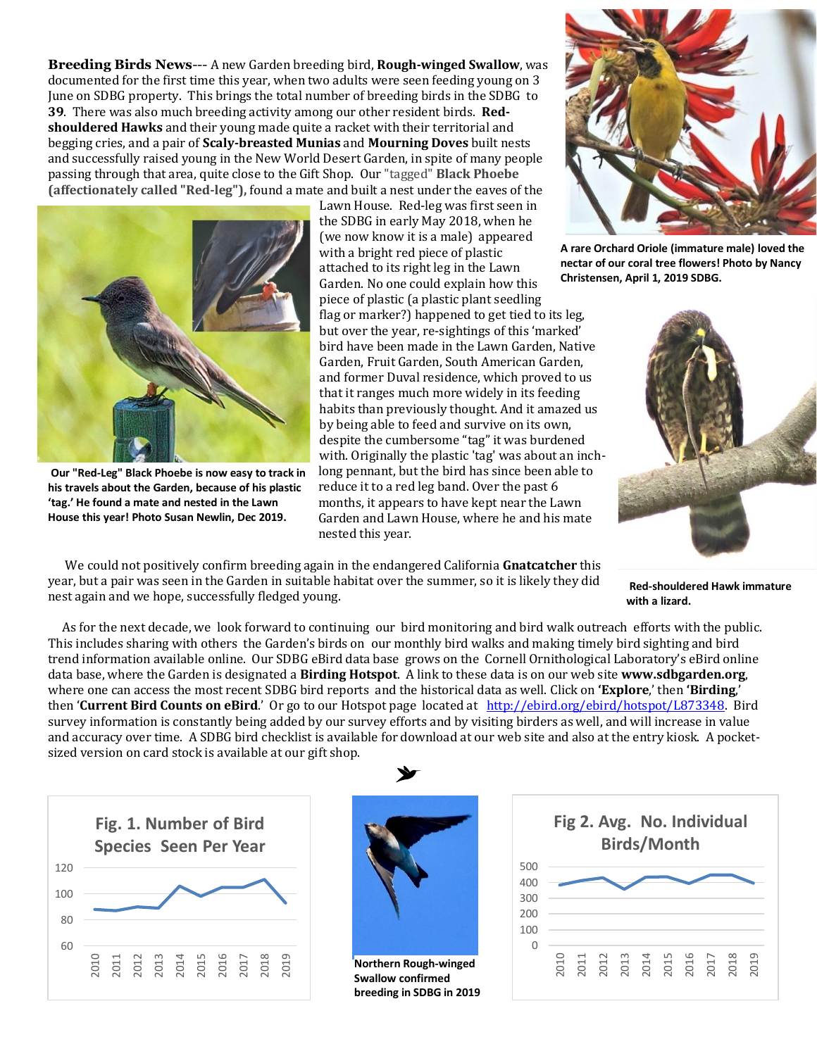**Breeding Birds News**--- A new Garden breeding bird, **Rough-winged Swallow**, was documented for the first time this year, when two adults were seen feeding young on 3 June on SDBG property. This brings the total number of breeding birds in the SDBG to **39**. There was also much breeding activity among our other resident birds. **Red-shouldered Hawks** and their young made quite a racket with their territorial and begging cries, and a pair of **Scaly-breasted Munias** and **Mourning Doves** built nests and successfully raised young in the New World Desert Garden, in spite of many people passing through that area, quite close to the Gift Shop. Our "tagged" **Black Phoebe (affectionately called "Red-leg"),** found a mate and built a nest under the eaves of the Lawn House. Red-leg was first seen in the SDBG in early May 2018, when he (we now know it is a male) appeared with a bright red piece of plastic attached to its right leg in the Lawn Garden. No one could explain how this piece of plastic (a plastic plant seedling flag or marker?) happened to get tied to its leg, but over the year, re-sightings of this 'marked' bird have been made in the Lawn Garden, Native Garden, Fruit Garden, South American Garden, and former Duval residence, which proved to us that it ranges much more widely in its feeding habits than previously thought. And it amazed us by being able to feed and survive on its own, despite the cumbersome "tag" it was burdened with. Originally the plastic 'tag' was about an inch-long pennant, but the bird has since been able to reduce it to a red leg band. Over the past 6 months, it appears to have kept near the Lawn Garden and Lawn House, where he and his mate nested this year.

**Our "Red-Leg" Black Phoebe is now easy to track in his travels about the Garden, because of his plastic 'tag.' He found a mate and nested in the Lawn House this year! Photo Susan Newlin, Dec 2019.**

**A rare Orchard Oriole (immature male) loved the nectar of our coral tree flowers! Photo by Nancy Christensen, April 1, 2019 SDBG.**

We could not positively confirm breeding again in the endangered California **Gnatcatcher** this year, but a pair was seen in the Garden in suitable habitat over the summer, so it is likely they did nest again and we hope, successfully fledged young.

**Red-shouldered Hawk immature with a lizard.**

As for the next decade, we look forward to continuing our bird monitoring and bird walk outreach efforts with the public. This includes sharing with others the Garden's birds on our monthly bird walks and making timely bird sighting and bird trend information available online. Our SDBG eBird data base grows on the Cornell Ornithological Laboratory's eBird online data base, where the Garden is designated a **Birding Hotspot**. A link to these data is on our web site **www.sdbgarden.org**, where one can access the most recent SDBG bird reports and the historical data as well. Click on **'Explore**,' then **'Birding**,' then '**Current Bird Counts on eBird**.' Or go to our Hotspot page located at http://ebird.org/ebird/hotspot/L873348. Bird survey information is constantly being added by our survey efforts and by visiting birders as well, and will increase in value and accuracy over time. A SDBG bird checklist is available for download at our web site and also at the entry kiosk. A pocket-sized version on card stock is available at our gift shop.

Fig. 1. Number of Bird Species Seen Per Year

120
100
80
60

2010 2011 2012 2013 2014 2015 2016 2017 2018 2019

**Northern Rough-winged Swallow confirmed breeding in SDBG in 2019**

Fig 2. Avg. No. Individual Birds/Month

500
400
300
200
100
0

2010 2011 2012 2013 2014 2015 2016 2017 2018 2019